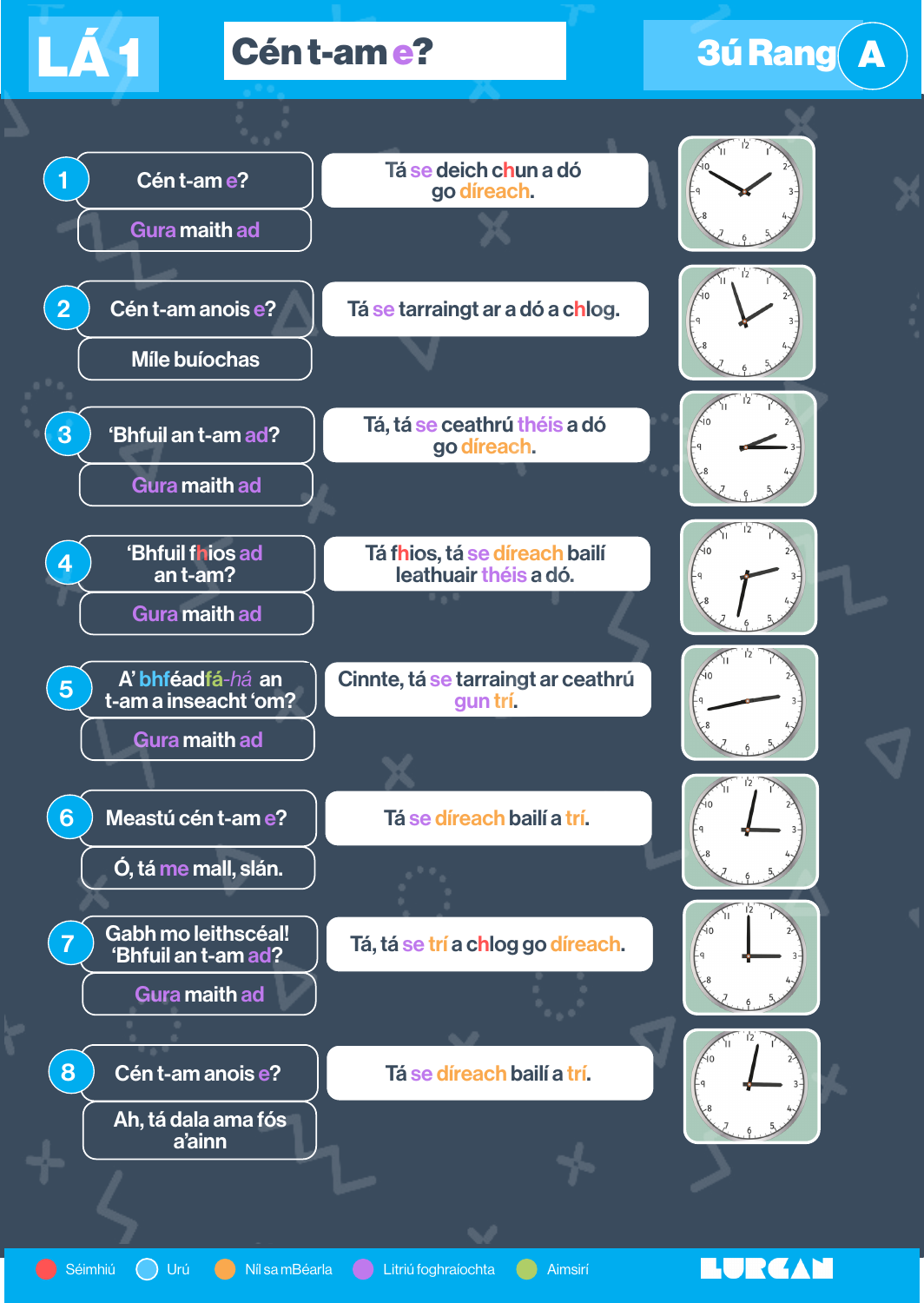# LÁ 1

## Cén t-am é?

**3ú Rang A**

1. **Cén t-am é?**
   Gura maith ad
   Tá se deich chun a dó go díreach.

2. **Cén t-am anois é?**
   Míle buíochas
   Tá se tarraingt ar a dó a chlog.

3. **'Bhfuil an t-am ad?**
   Gura maith ad
   Tá, tá se ceathrú théis a dó go díreach.

4. **'Bhfuil fhios ad an t-am?**
   Gura maith ad
   Tá fhios, tá se díreach bailí leathuair théis a dó.

5. **A' bhféadfá-há an t-am a inseacht 'om?**
   Gura maith ad
   Cinnte, tá se tarraingt ar ceathrú gun trí.

6. **Meastú cén t-am é?**
   Ó, tá me mall, slán.
   Tá se díreach bailí a trí.

7. **Gabh mo leithscéal! 'Bhfuil an t-am ad?**
   Gura maith ad
   Tá, tá se trí a chlog go díreach.

8. **Cén t-am anois é?**
   Ah, tá dala ama fós a'ainn
   Tá se díreach bailí a trí.

Séimhiú · Urú · Níl sa mBéarla · Litriú foghraíochta · Aimsirí

LURGAN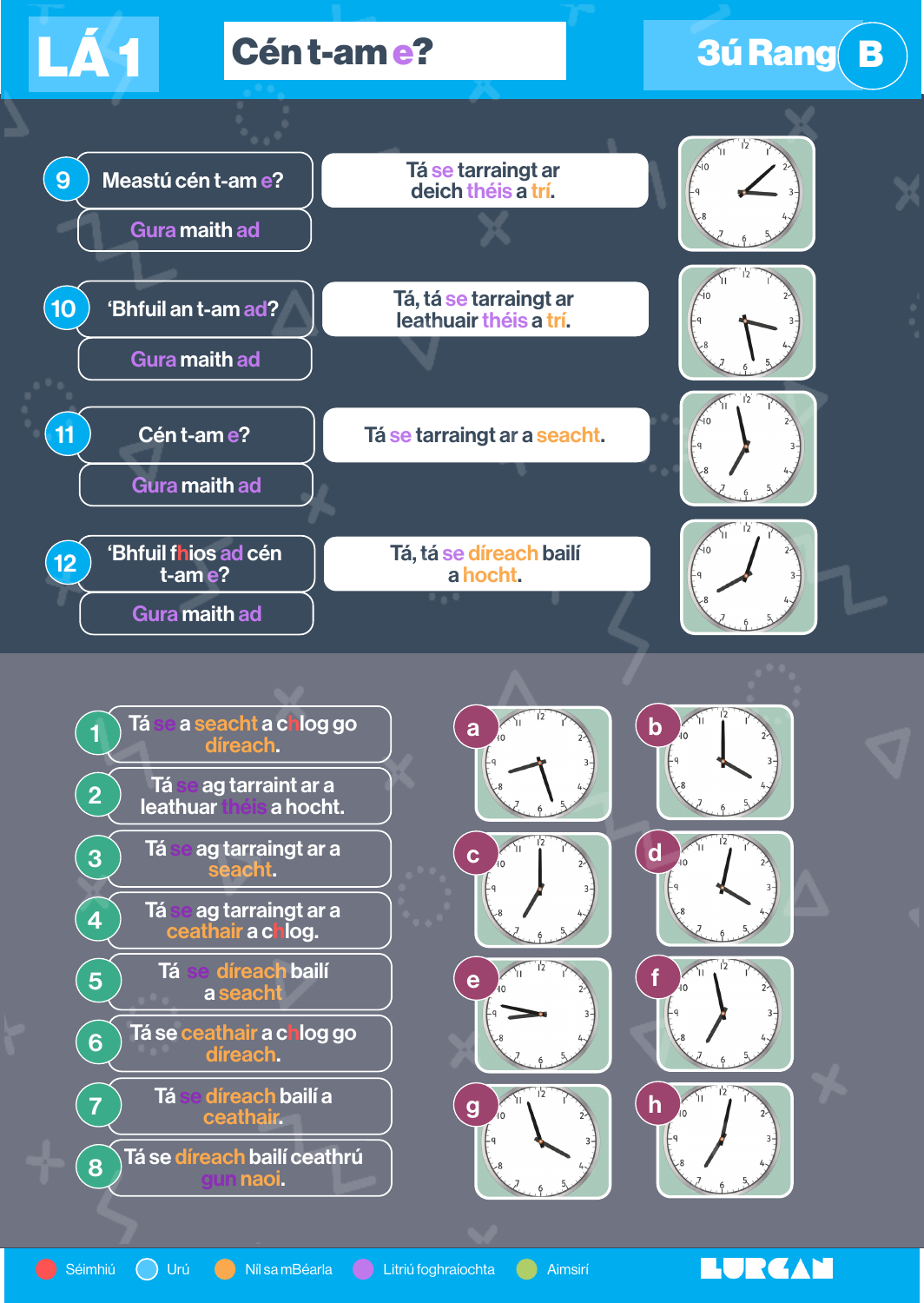# LÁ 1

## Cén t-am e?

**3ú Rang B**

**9** Meastú cén t-am e?

Gura maith ad

Tá se tarraingt ar deich théis a trí.

**10** 'Bhfuil an t-am ad?

Gura maith ad

Tá, tá se tarraingt ar leathuair théis a trí.

**11** Cén t-am e?

Gura maith ad

Tá se tarraingt ar a seacht.

**12** 'Bhfuil fhios ad cén t-am e?

Gura maith ad

Tá, tá se díreach bailí a hocht.

1. Tá se a seacht a chlog go díreach.
2. Tá se ag tarraint ar a leathuair théis a hocht.
3. Tá se ag tarraingt ar a seacht.
4. Tá se ag tarraingt ar a ceathair a chlog.
5. Tá se díreach bailí a seacht
6. Tá se ceathair a chlog go díreach.
7. Tá se díreach bailí a ceathair.
8. Tá se díreach bailí ceathrú gun naoi.

a

b

c

d

e

f

g

h

Séimhiú Urú Níl sa mBéarla Litriú foghraíochta Aimsirí

LURGAN